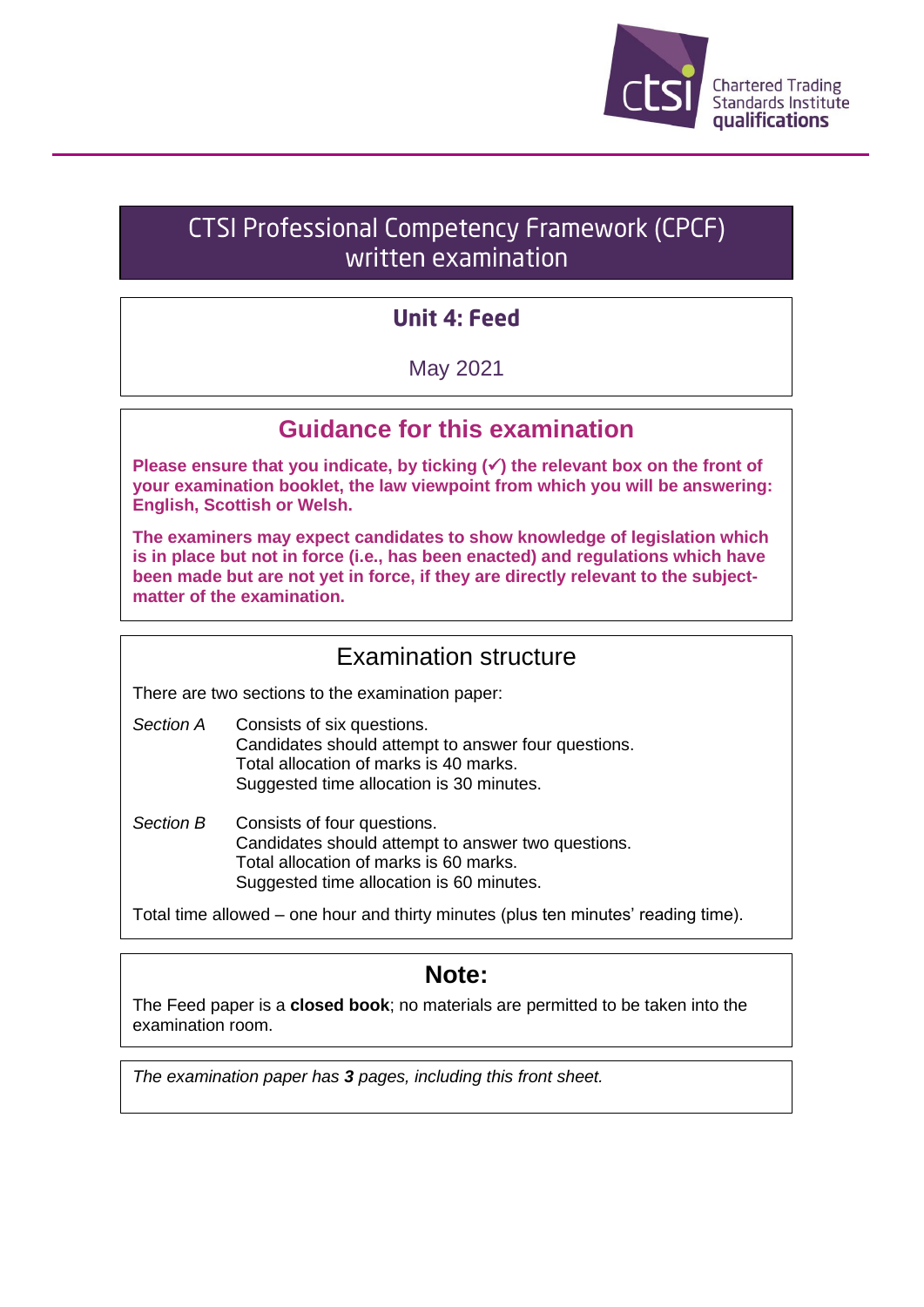Chartered Trading Standards Institute qualifications

# CTSI Professional Competency Framework (CPCF) written examination

## Unit 4: Feed

May 2021

## Guidance for this examination

**Please ensure that you indicate, by ticking (✓) the relevant box on the front of your examination booklet, the law viewpoint from which you will be answering: English, Scottish or Welsh.**

**The examiners may expect candidates to show knowledge of legislation which is in place but not in force (i.e., has been enacted) and regulations which have been made but are not yet in force, if they are directly relevant to the subject-matter of the examination.**

## Examination structure

There are two sections to the examination paper:

*Section A* Consists of six questions.
Candidates should attempt to answer four questions.
Total allocation of marks is 40 marks.
Suggested time allocation is 30 minutes.

*Section B* Consists of four questions.
Candidates should attempt to answer two questions.
Total allocation of marks is 60 marks.
Suggested time allocation is 60 minutes.

Total time allowed – one hour and thirty minutes (plus ten minutes' reading time).

## Note:

The Feed paper is a **closed book**; no materials are permitted to be taken into the examination room.

*The examination paper has **3** pages, including this front sheet.*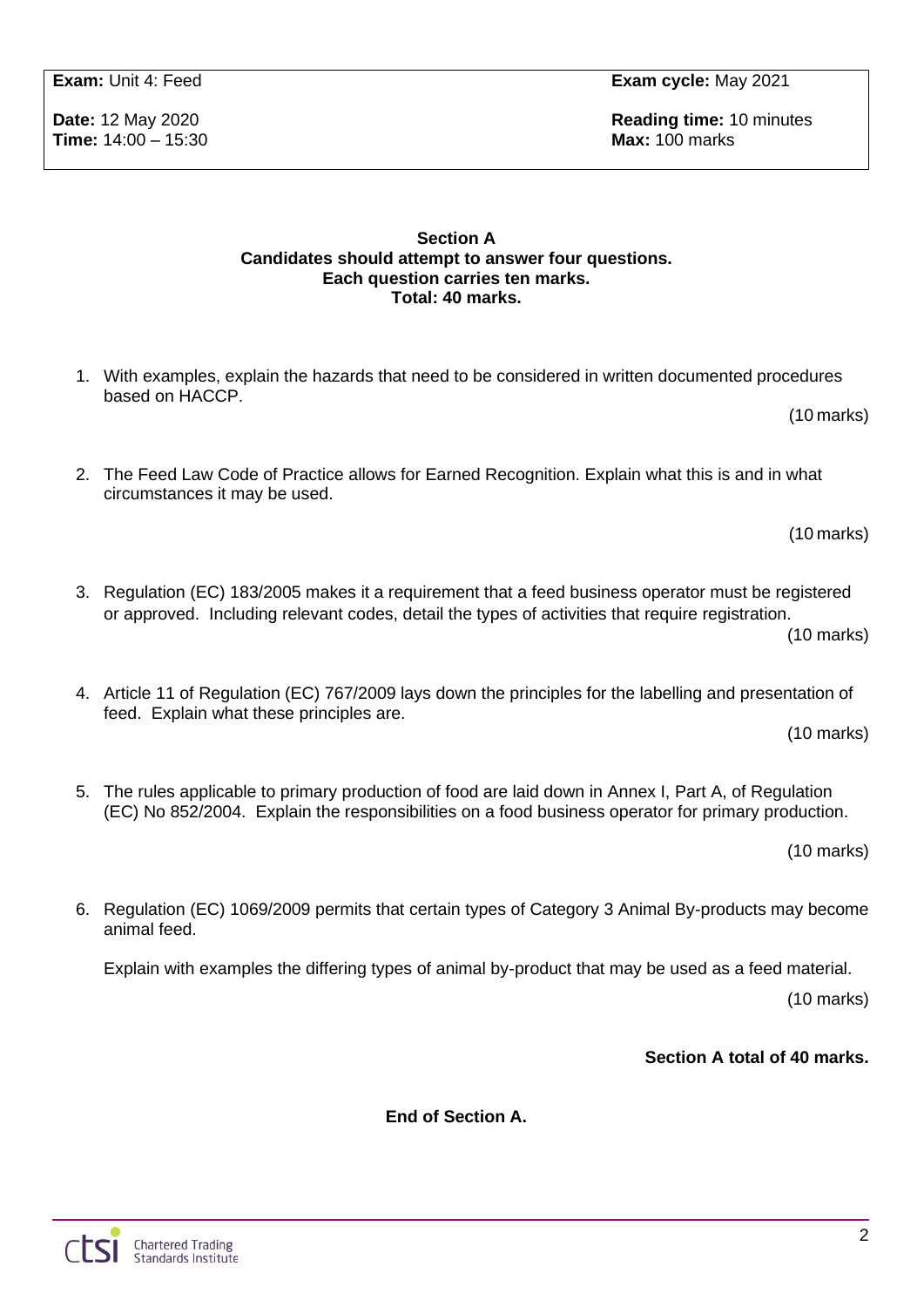| **Exam:** Unit 4: Feed | **Exam cycle:** May 2021 |
| --- | --- |
| **Date:** 12 May 2020<br>**Time:** 14:00 – 15:30 | **Reading time:** 10 minutes<br>**Max:** 100 marks |

**Section A**
**Candidates should attempt to answer four questions.**
**Each question carries ten marks.**
**Total: 40 marks.**

1. With examples, explain the hazards that need to be considered in written documented procedures based on HACCP.

   (10 marks)

2. The Feed Law Code of Practice allows for Earned Recognition. Explain what this is and in what circumstances it may be used.

   (10 marks)

3. Regulation (EC) 183/2005 makes it a requirement that a feed business operator must be registered or approved. Including relevant codes, detail the types of activities that require registration.

   (10 marks)

4. Article 11 of Regulation (EC) 767/2009 lays down the principles for the labelling and presentation of feed. Explain what these principles are.

   (10 marks)

5. The rules applicable to primary production of food are laid down in Annex I, Part A, of Regulation (EC) No 852/2004. Explain the responsibilities on a food business operator for primary production.

   (10 marks)

6. Regulation (EC) 1069/2009 permits that certain types of Category 3 Animal By-products may become animal feed.

   Explain with examples the differing types of animal by-product that may be used as a feed material.

   (10 marks)

**Section A total of 40 marks.**

**End of Section A.**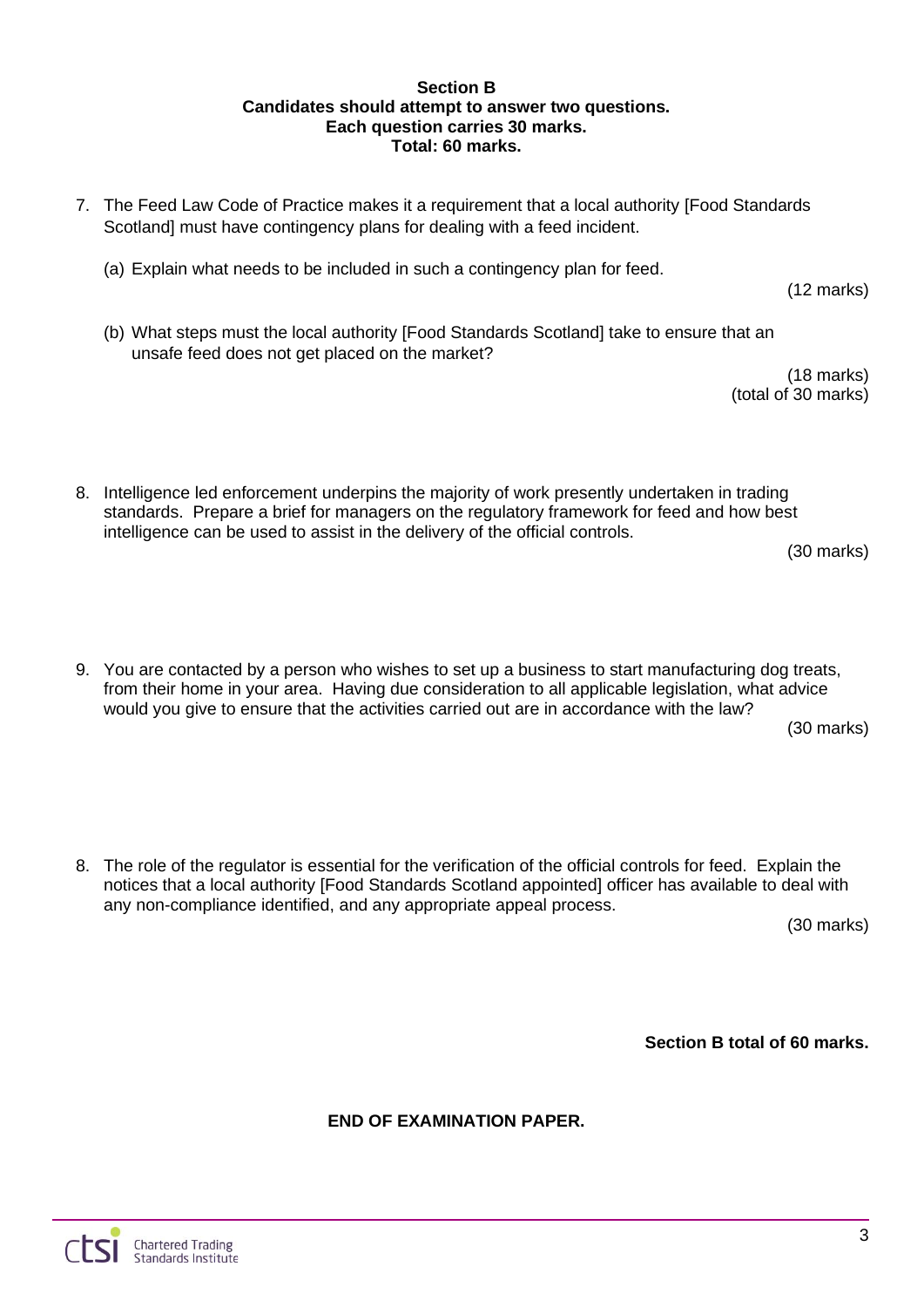**Section B**
**Candidates should attempt to answer two questions.**
**Each question carries 30 marks.**
**Total: 60 marks.**

7. The Feed Law Code of Practice makes it a requirement that a local authority [Food Standards Scotland] must have contingency plans for dealing with a feed incident.

   (a) Explain what needs to be included in such a contingency plan for feed.

   (12 marks)

   (b) What steps must the local authority [Food Standards Scotland] take to ensure that an unsafe feed does not get placed on the market?

   (18 marks)
   (total of 30 marks)

8. Intelligence led enforcement underpins the majority of work presently undertaken in trading standards. Prepare a brief for managers on the regulatory framework for feed and how best intelligence can be used to assist in the delivery of the official controls.

   (30 marks)

9. You are contacted by a person who wishes to set up a business to start manufacturing dog treats, from their home in your area. Having due consideration to all applicable legislation, what advice would you give to ensure that the activities carried out are in accordance with the law?

   (30 marks)

8. The role of the regulator is essential for the verification of the official controls for feed. Explain the notices that a local authority [Food Standards Scotland appointed] officer has available to deal with any non-compliance identified, and any appropriate appeal process.

   (30 marks)

**Section B total of 60 marks.**

**END OF EXAMINATION PAPER.**